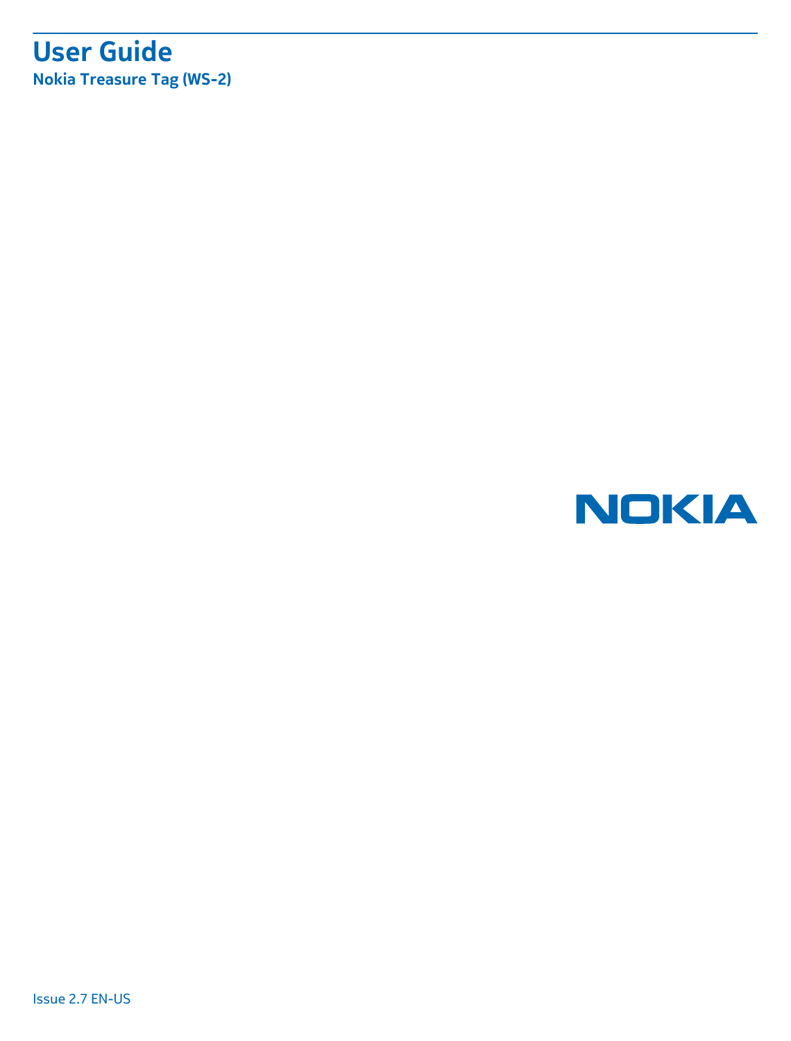# User Guide

## Nokia Treasure Tag (WS-2)

NOKIA

Issue 2.7 EN-US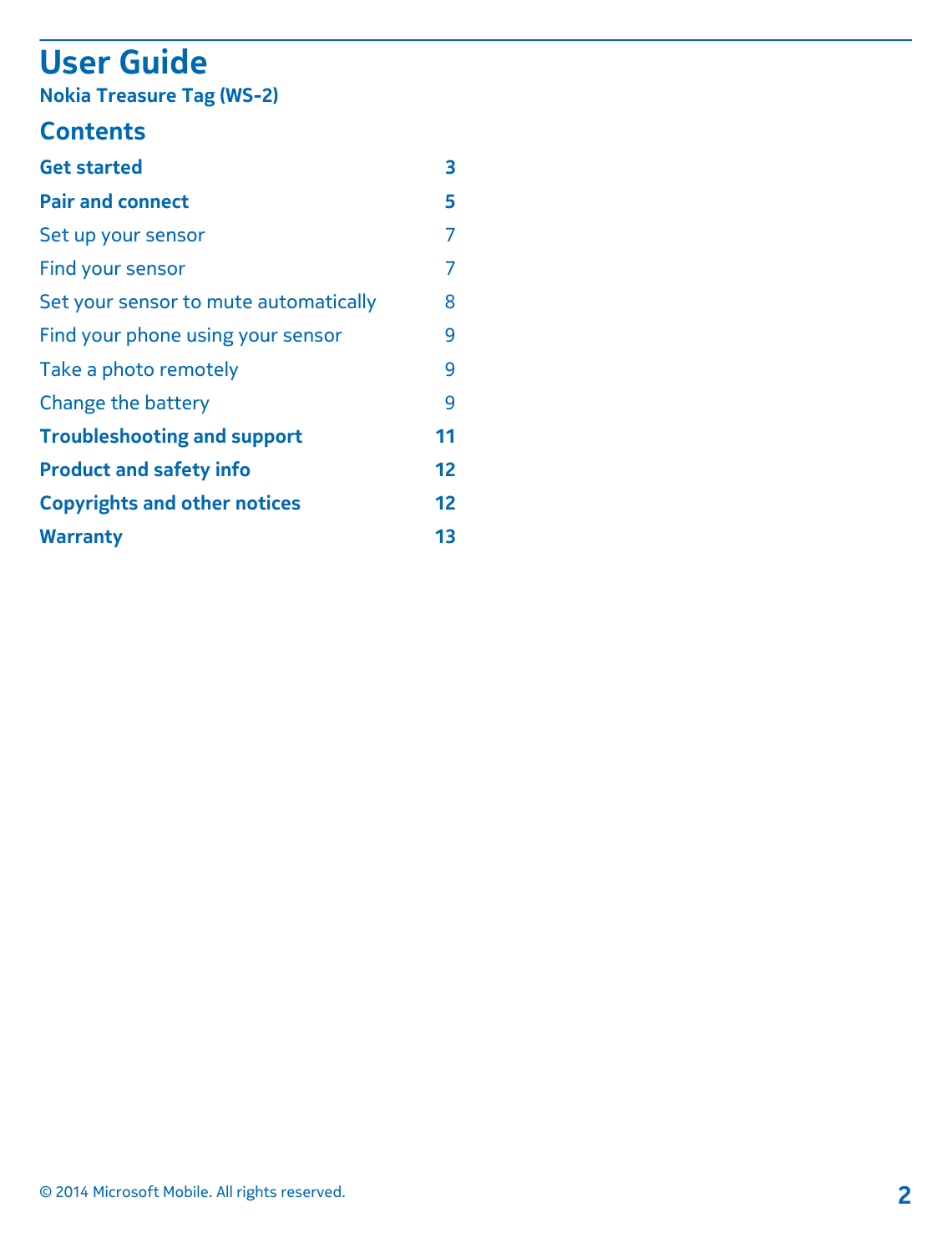# User Guide

**Nokia Treasure Tag (WS-2)**

## Contents

| | |
|---|---|
| **Get started** | **3** |
| **Pair and connect** | **5** |
| Set up your sensor | 7 |
| Find your sensor | 7 |
| Set your sensor to mute automatically | 8 |
| Find your phone using your sensor | 9 |
| Take a photo remotely | 9 |
| Change the battery | 9 |
| **Troubleshooting and support** | **11** |
| **Product and safety info** | **12** |
| **Copyrights and other notices** | **12** |
| **Warranty** | **13** |

© 2014 Microsoft Mobile. All rights reserved.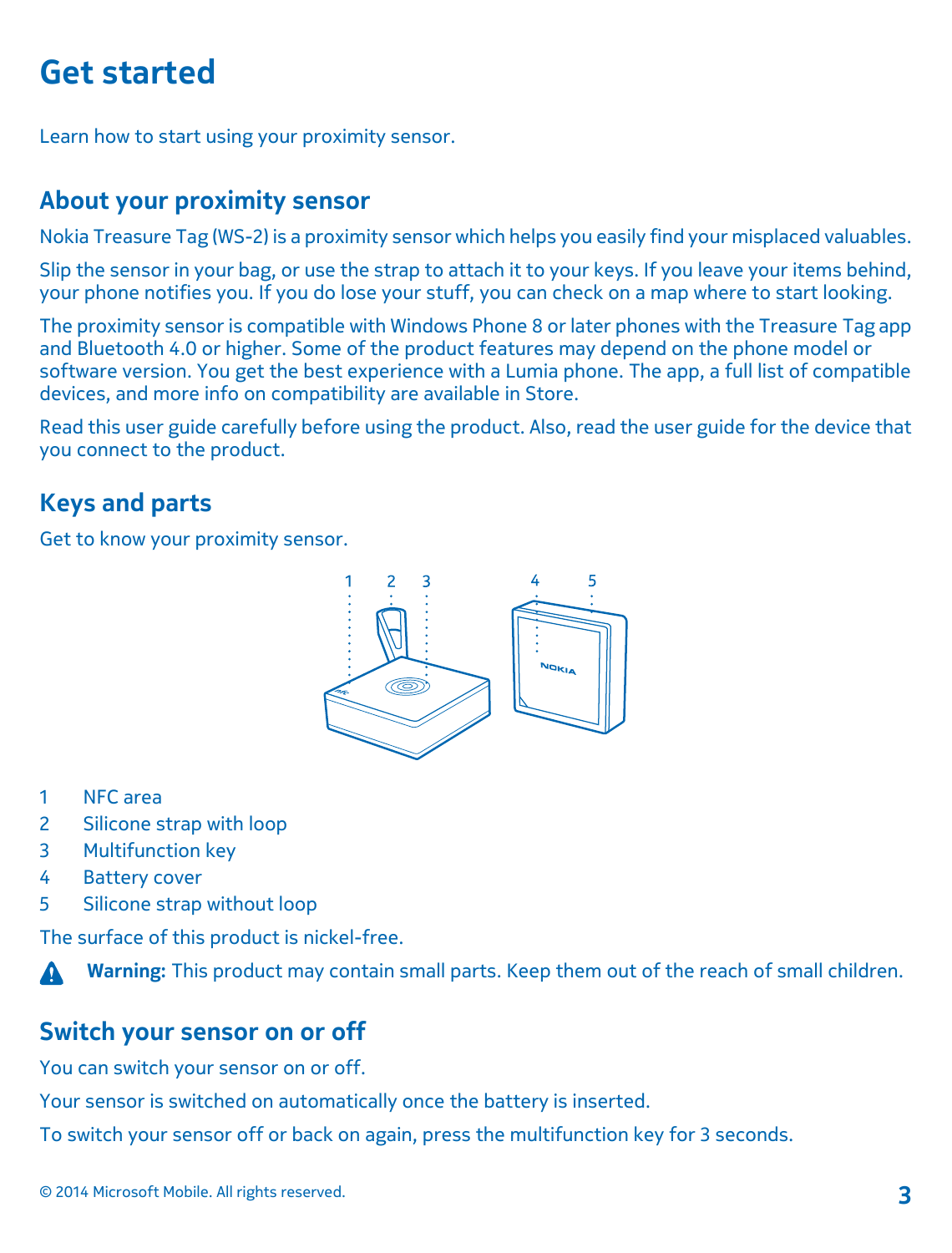# Get started

Learn how to start using your proximity sensor.

## About your proximity sensor

Nokia Treasure Tag (WS-2) is a proximity sensor which helps you easily find your misplaced valuables.

Slip the sensor in your bag, or use the strap to attach it to your keys. If you leave your items behind, your phone notifies you. If you do lose your stuff, you can check on a map where to start looking.

The proximity sensor is compatible with Windows Phone 8 or later phones with the Treasure Tag app and Bluetooth 4.0 or higher. Some of the product features may depend on the phone model or software version. You get the best experience with a Lumia phone. The app, a full list of compatible devices, and more info on compatibility are available in Store.

Read this user guide carefully before using the product. Also, read the user guide for the device that you connect to the product.

## Keys and parts

Get to know your proximity sensor.

1 NFC area
2 Silicone strap with loop
3 Multifunction key
4 Battery cover
5 Silicone strap without loop

The surface of this product is nickel-free.

**Warning:** This product may contain small parts. Keep them out of the reach of small children.

## Switch your sensor on or off

You can switch your sensor on or off.

Your sensor is switched on automatically once the battery is inserted.

To switch your sensor off or back on again, press the multifunction key for 3 seconds.

© 2014 Microsoft Mobile. All rights reserved.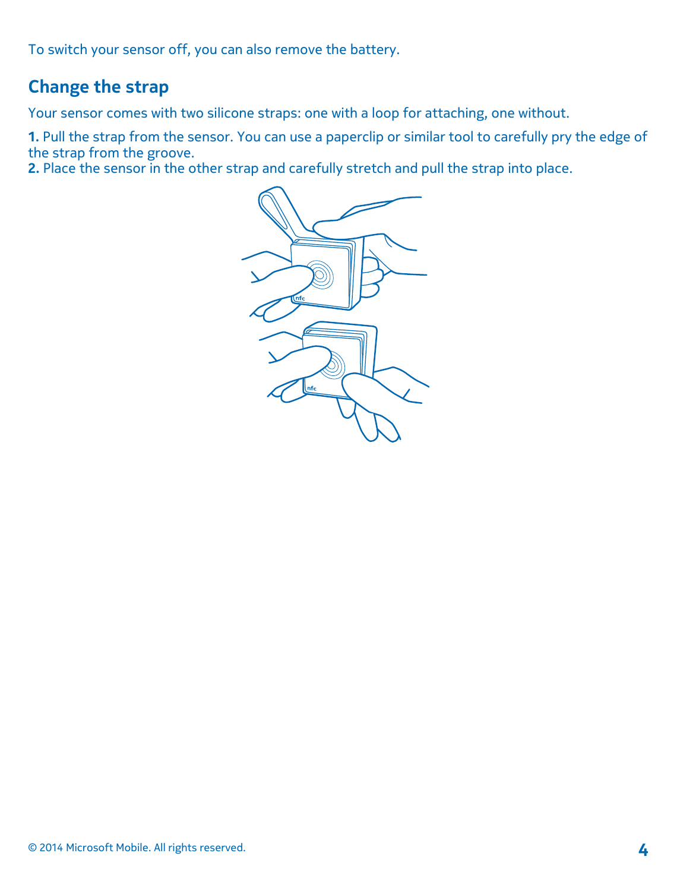To switch your sensor off, you can also remove the battery.

## Change the strap

Your sensor comes with two silicone straps: one with a loop for attaching, one without.

**1.** Pull the strap from the sensor. You can use a paperclip or similar tool to carefully pry the edge of the strap from the groove.
**2.** Place the sensor in the other strap and carefully stretch and pull the strap into place.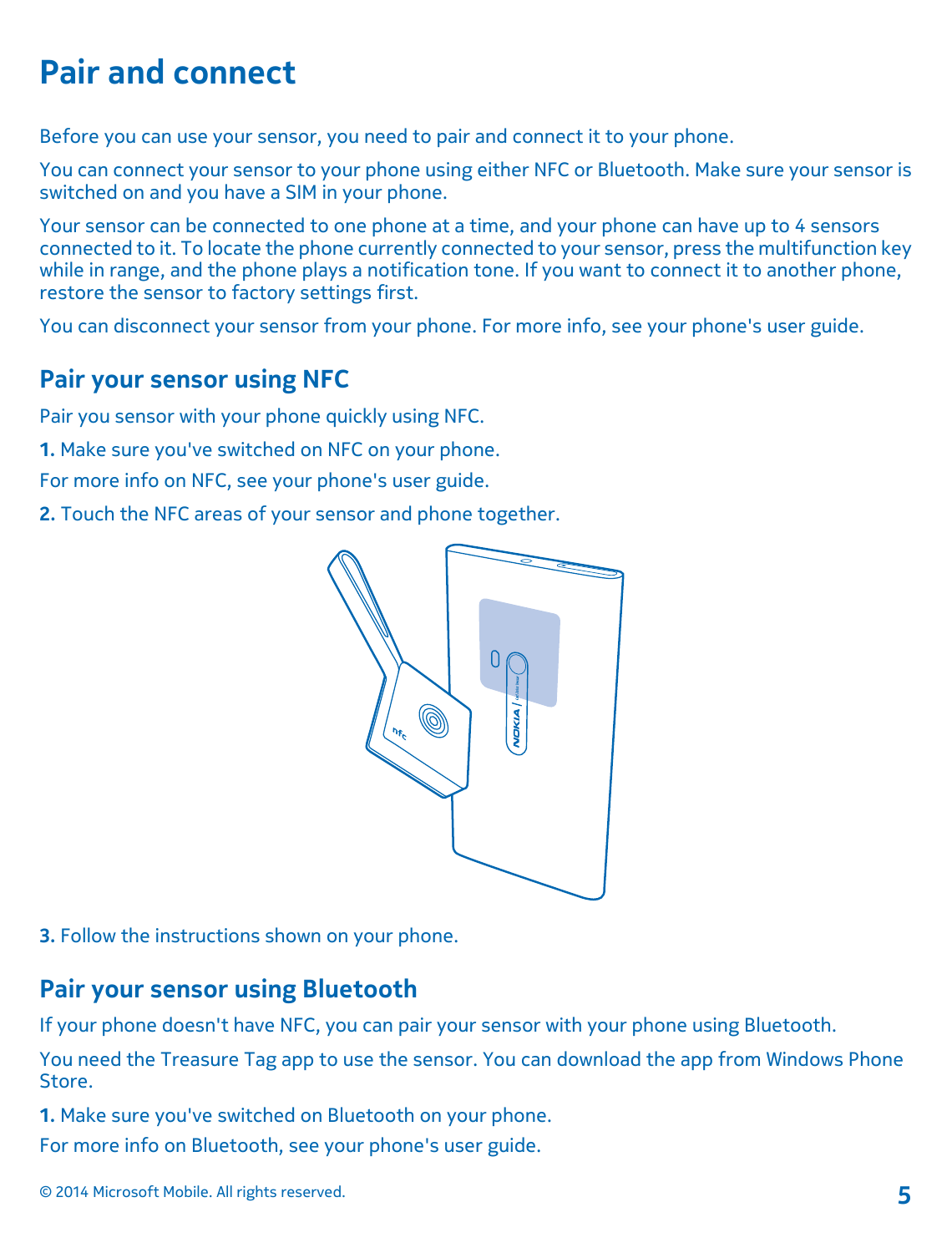# Pair and connect

Before you can use your sensor, you need to pair and connect it to your phone.

You can connect your sensor to your phone using either NFC or Bluetooth. Make sure your sensor is switched on and you have a SIM in your phone.

Your sensor can be connected to one phone at a time, and your phone can have up to 4 sensors connected to it. To locate the phone currently connected to your sensor, press the multifunction key while in range, and the phone plays a notification tone. If you want to connect it to another phone, restore the sensor to factory settings first.

You can disconnect your sensor from your phone. For more info, see your phone's user guide.

## Pair your sensor using NFC

Pair you sensor with your phone quickly using NFC.

**1.** Make sure you've switched on NFC on your phone.

For more info on NFC, see your phone's user guide.

**2.** Touch the NFC areas of your sensor and phone together.

**3.** Follow the instructions shown on your phone.

## Pair your sensor using Bluetooth

If your phone doesn't have NFC, you can pair your sensor with your phone using Bluetooth.

You need the Treasure Tag app to use the sensor. You can download the app from Windows Phone Store.

**1.** Make sure you've switched on Bluetooth on your phone.

For more info on Bluetooth, see your phone's user guide.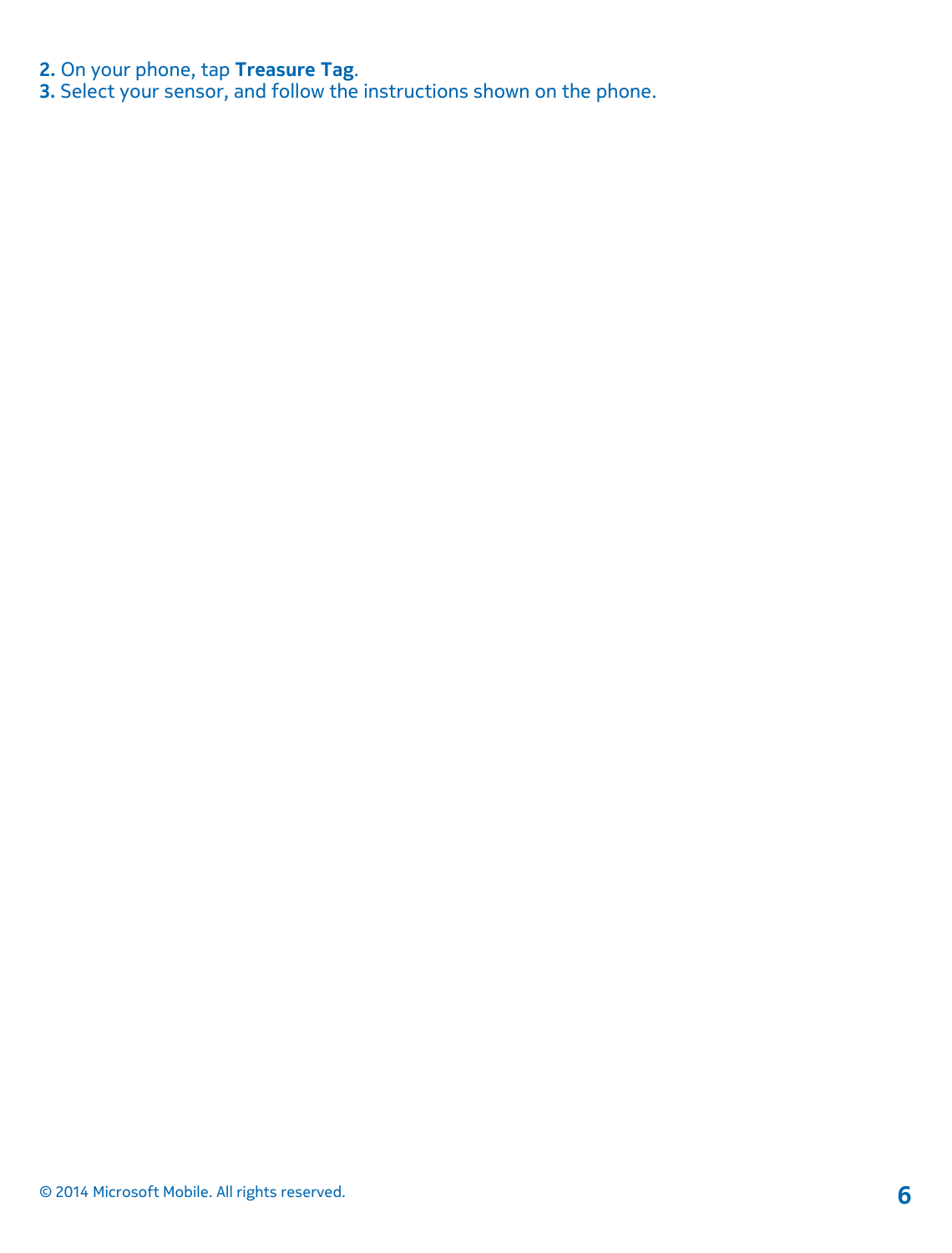2. On your phone, tap **Treasure Tag**.
3. Select your sensor, and follow the instructions shown on the phone.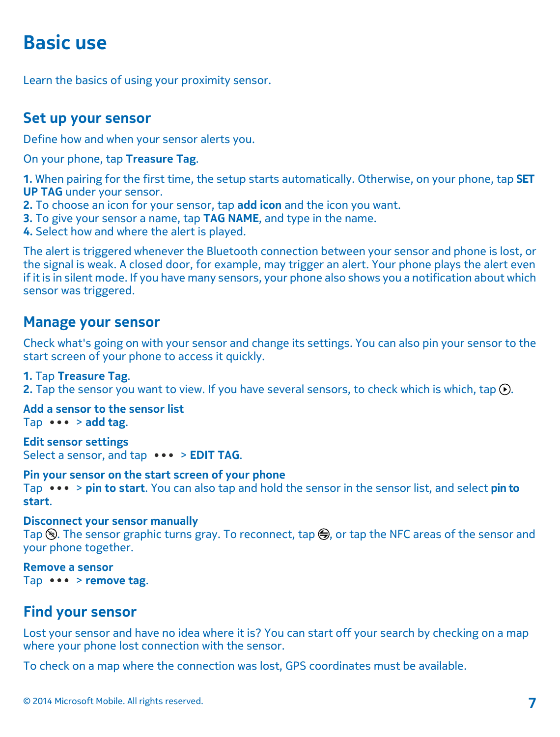# Basic use

Learn the basics of using your proximity sensor.

## Set up your sensor

Define how and when your sensor alerts you.

On your phone, tap **Treasure Tag**.

**1.** When pairing for the first time, the setup starts automatically. Otherwise, on your phone, tap **SET UP TAG** under your sensor.
**2.** To choose an icon for your sensor, tap **add icon** and the icon you want.
**3.** To give your sensor a name, tap **TAG NAME**, and type in the name.
**4.** Select how and where the alert is played.

The alert is triggered whenever the Bluetooth connection between your sensor and phone is lost, or the signal is weak. A closed door, for example, may trigger an alert. Your phone plays the alert even if it is in silent mode. If you have many sensors, your phone also shows you a notification about which sensor was triggered.

## Manage your sensor

Check what's going on with your sensor and change its settings. You can also pin your sensor to the start screen of your phone to access it quickly.

**1.** Tap **Treasure Tag**.
**2.** Tap the sensor you want to view. If you have several sensors, to check which is which, tap ⊙.

**Add a sensor to the sensor list**
Tap ••• > **add tag**.

**Edit sensor settings**
Select a sensor, and tap ••• > **EDIT TAG**.

**Pin your sensor on the start screen of your phone**
Tap ••• > **pin to start**. You can also tap and hold the sensor in the sensor list, and select **pin to start**.

**Disconnect your sensor manually**
Tap ⊗. The sensor graphic turns gray. To reconnect, tap ⊜, or tap the NFC areas of the sensor and your phone together.

**Remove a sensor**
Tap ••• > **remove tag**.

## Find your sensor

Lost your sensor and have no idea where it is? You can start off your search by checking on a map where your phone lost connection with the sensor.

To check on a map where the connection was lost, GPS coordinates must be available.

© 2014 Microsoft Mobile. All rights reserved.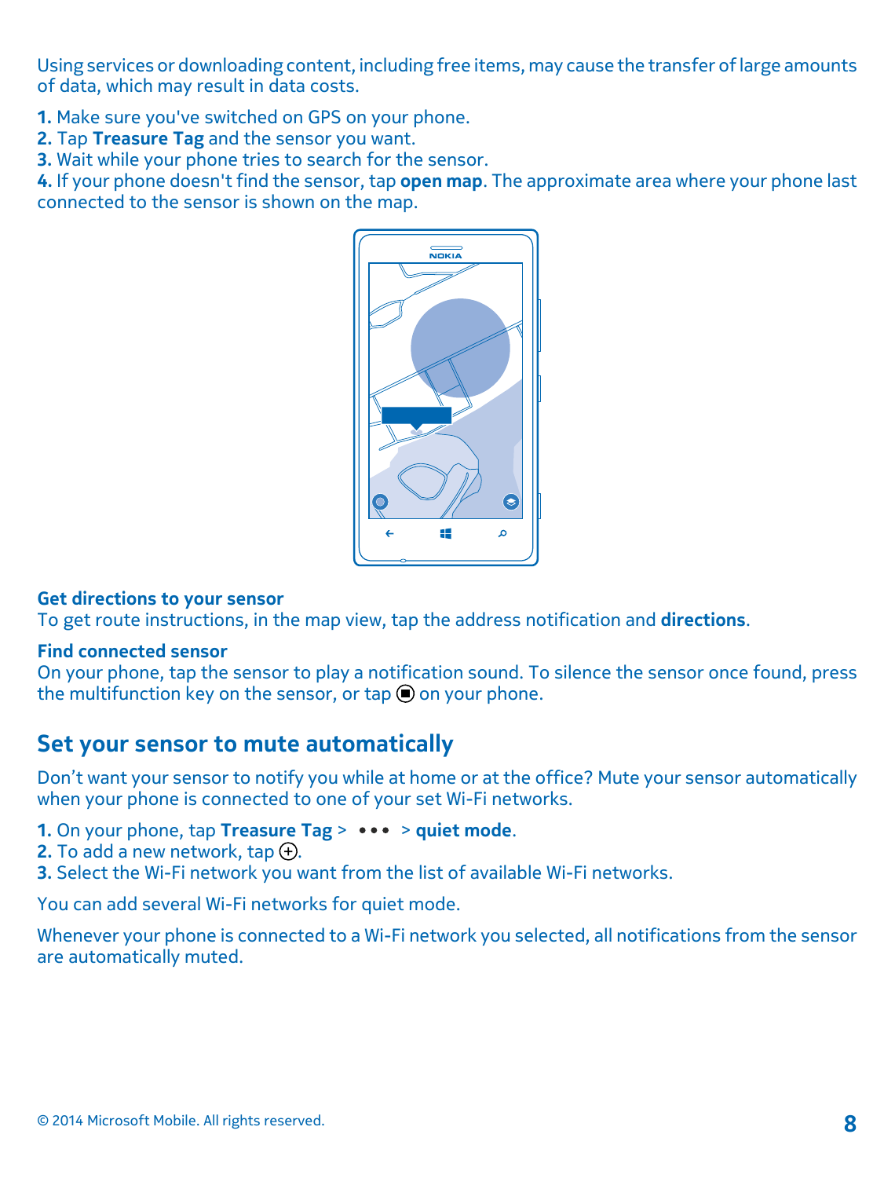Using services or downloading content, including free items, may cause the transfer of large amounts of data, which may result in data costs.

1. Make sure you've switched on GPS on your phone.
2. Tap **Treasure Tag** and the sensor you want.
3. Wait while your phone tries to search for the sensor.
4. If your phone doesn't find the sensor, tap **open map**. The approximate area where your phone last connected to the sensor is shown on the map.

### Get directions to your sensor

To get route instructions, in the map view, tap the address notification and **directions**.

### Find connected sensor

On your phone, tap the sensor to play a notification sound. To silence the sensor once found, press the multifunction key on the sensor, or tap ⏹ on your phone.

## Set your sensor to mute automatically

Don't want your sensor to notify you while at home or at the office? Mute your sensor automatically when your phone is connected to one of your set Wi-Fi networks.

1. On your phone, tap **Treasure Tag** > ••• > **quiet mode**.
2. To add a new network, tap ⊕.
3. Select the Wi-Fi network you want from the list of available Wi-Fi networks.

You can add several Wi-Fi networks for quiet mode.

Whenever your phone is connected to a Wi-Fi network you selected, all notifications from the sensor are automatically muted.

© 2014 Microsoft Mobile. All rights reserved.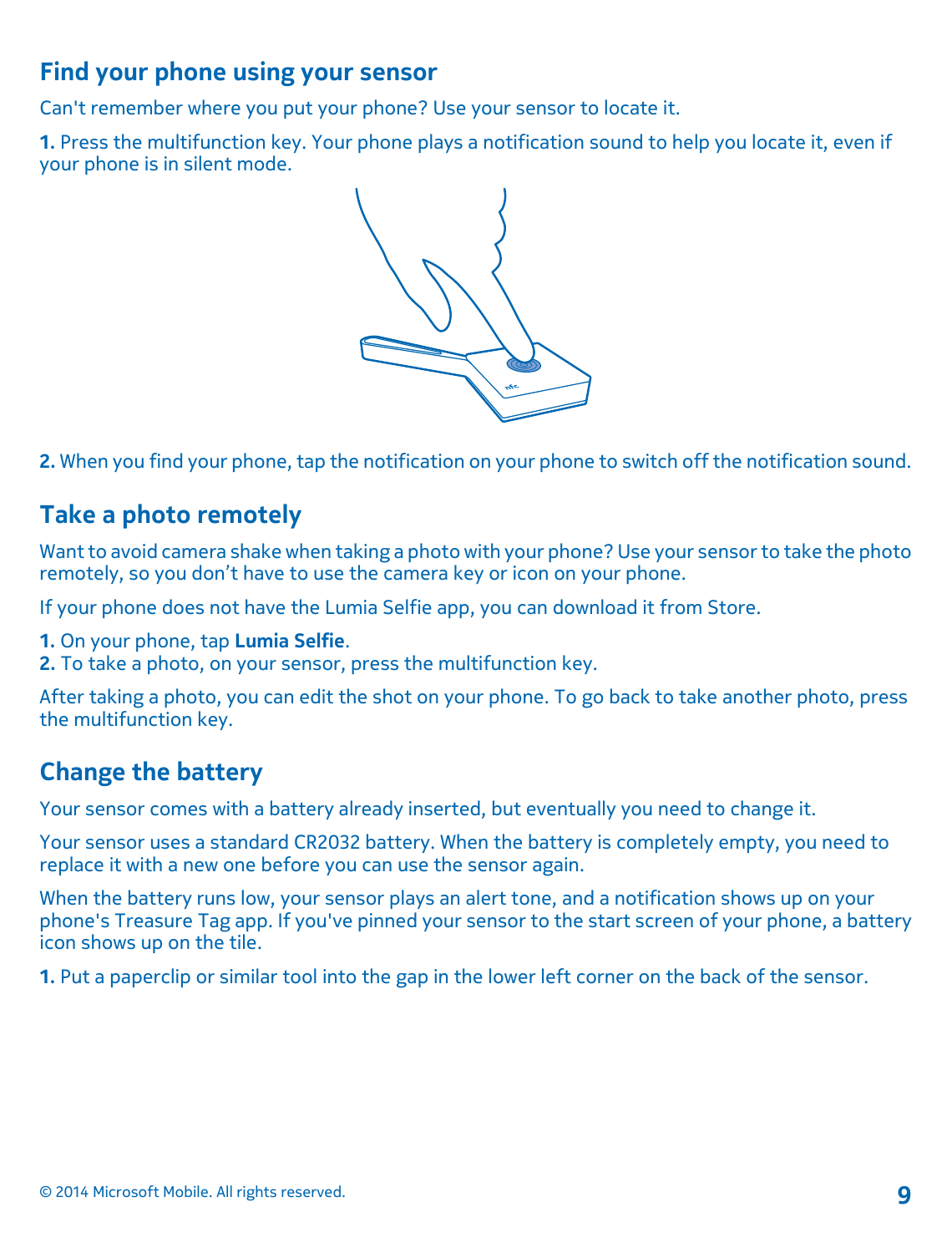## Find your phone using your sensor

Can't remember where you put your phone? Use your sensor to locate it.

**1.** Press the multifunction key. Your phone plays a notification sound to help you locate it, even if your phone is in silent mode.

**2.** When you find your phone, tap the notification on your phone to switch off the notification sound.

## Take a photo remotely

Want to avoid camera shake when taking a photo with your phone? Use your sensor to take the photo remotely, so you don't have to use the camera key or icon on your phone.

If your phone does not have the Lumia Selfie app, you can download it from Store.

**1.** On your phone, tap **Lumia Selfie**.
**2.** To take a photo, on your sensor, press the multifunction key.

After taking a photo, you can edit the shot on your phone. To go back to take another photo, press the multifunction key.

## Change the battery

Your sensor comes with a battery already inserted, but eventually you need to change it.

Your sensor uses a standard CR2032 battery. When the battery is completely empty, you need to replace it with a new one before you can use the sensor again.

When the battery runs low, your sensor plays an alert tone, and a notification shows up on your phone's Treasure Tag app. If you've pinned your sensor to the start screen of your phone, a battery icon shows up on the tile.

**1.** Put a paperclip or similar tool into the gap in the lower left corner on the back of the sensor.

© 2014 Microsoft Mobile. All rights reserved.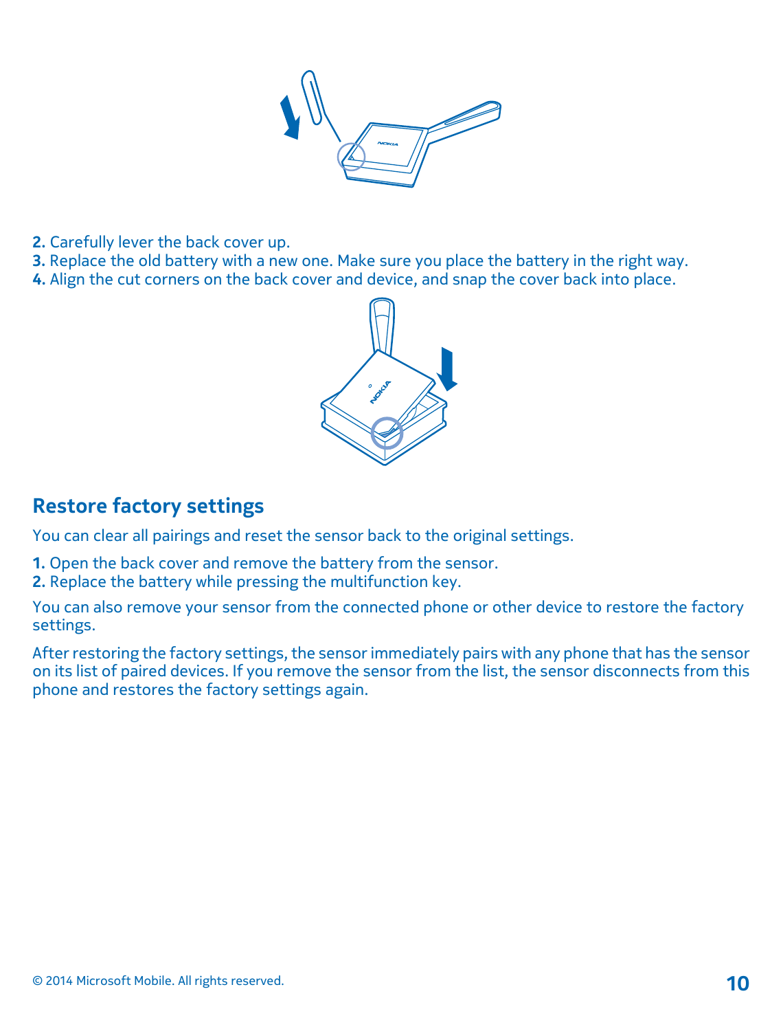2. Carefully lever the back cover up.
3. Replace the old battery with a new one. Make sure you place the battery in the right way.
4. Align the cut corners on the back cover and device, and snap the cover back into place.

## Restore factory settings

You can clear all pairings and reset the sensor back to the original settings.

1. Open the back cover and remove the battery from the sensor.
2. Replace the battery while pressing the multifunction key.

You can also remove your sensor from the connected phone or other device to restore the factory settings.

After restoring the factory settings, the sensor immediately pairs with any phone that has the sensor on its list of paired devices. If you remove the sensor from the list, the sensor disconnects from this phone and restores the factory settings again.

© 2014 Microsoft Mobile. All rights reserved.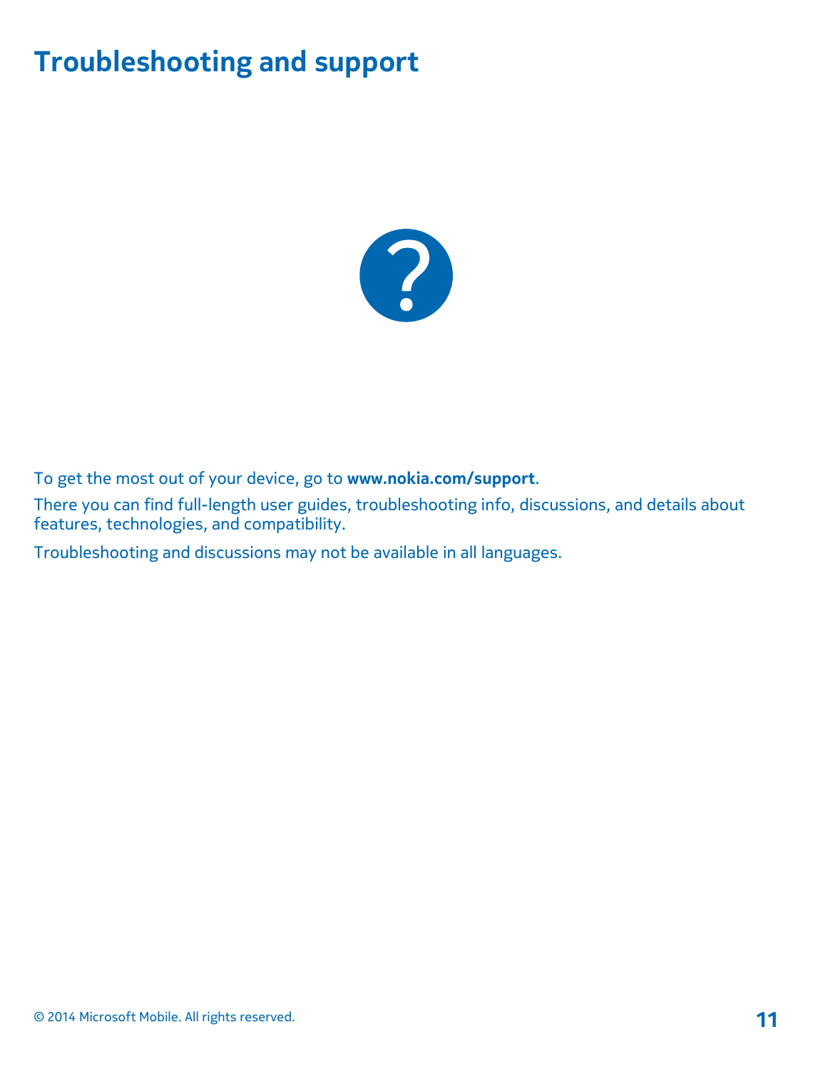# Troubleshooting and support

To get the most out of your device, go to **www.nokia.com/support**.

There you can find full-length user guides, troubleshooting info, discussions, and details about features, technologies, and compatibility.

Troubleshooting and discussions may not be available in all languages.

© 2014 Microsoft Mobile. All rights reserved.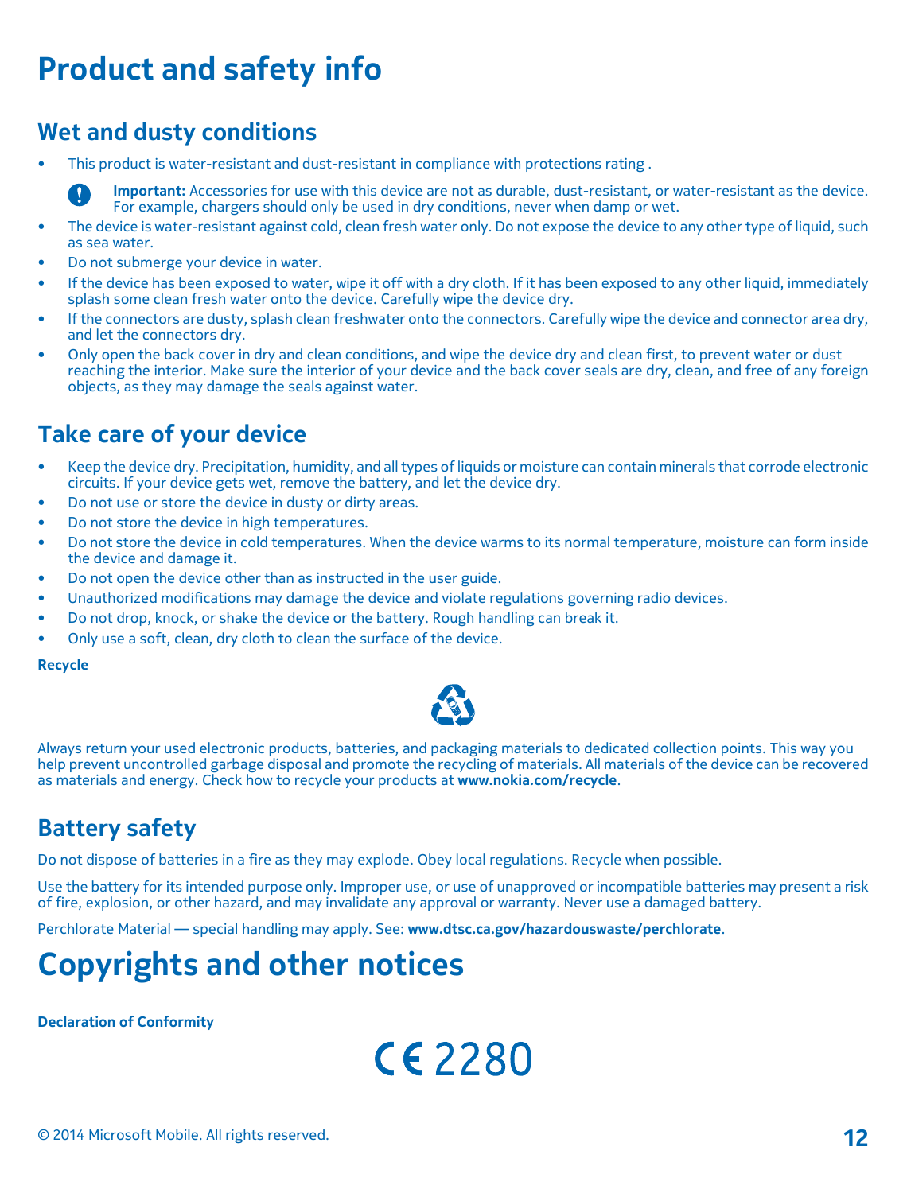# Product and safety info

## Wet and dusty conditions

- This product is water-resistant and dust-resistant in compliance with protections rating .

**Important:** Accessories for use with this device are not as durable, dust-resistant, or water-resistant as the device. For example, chargers should only be used in dry conditions, never when damp or wet.

- The device is water-resistant against cold, clean fresh water only. Do not expose the device to any other type of liquid, such as sea water.
- Do not submerge your device in water.
- If the device has been exposed to water, wipe it off with a dry cloth. If it has been exposed to any other liquid, immediately splash some clean fresh water onto the device. Carefully wipe the device dry.
- If the connectors are dusty, splash clean freshwater onto the connectors. Carefully wipe the device and connector area dry, and let the connectors dry.
- Only open the back cover in dry and clean conditions, and wipe the device dry and clean first, to prevent water or dust reaching the interior. Make sure the interior of your device and the back cover seals are dry, clean, and free of any foreign objects, as they may damage the seals against water.

## Take care of your device

- Keep the device dry. Precipitation, humidity, and all types of liquids or moisture can contain minerals that corrode electronic circuits. If your device gets wet, remove the battery, and let the device dry.
- Do not use or store the device in dusty or dirty areas.
- Do not store the device in high temperatures.
- Do not store the device in cold temperatures. When the device warms to its normal temperature, moisture can form inside the device and damage it.
- Do not open the device other than as instructed in the user guide.
- Unauthorized modifications may damage the device and violate regulations governing radio devices.
- Do not drop, knock, or shake the device or the battery. Rough handling can break it.
- Only use a soft, clean, dry cloth to clean the surface of the device.

**Recycle**

Always return your used electronic products, batteries, and packaging materials to dedicated collection points. This way you help prevent uncontrolled garbage disposal and promote the recycling of materials. All materials of the device can be recovered as materials and energy. Check how to recycle your products at **www.nokia.com/recycle**.

## Battery safety

Do not dispose of batteries in a fire as they may explode. Obey local regulations. Recycle when possible.

Use the battery for its intended purpose only. Improper use, or use of unapproved or incompatible batteries may present a risk of fire, explosion, or other hazard, and may invalidate any approval or warranty. Never use a damaged battery.

Perchlorate Material — special handling may apply. See: **www.dtsc.ca.gov/hazardouswaste/perchlorate**.

# Copyrights and other notices

**Declaration of Conformity**

CE 2280

© 2014 Microsoft Mobile. All rights reserved.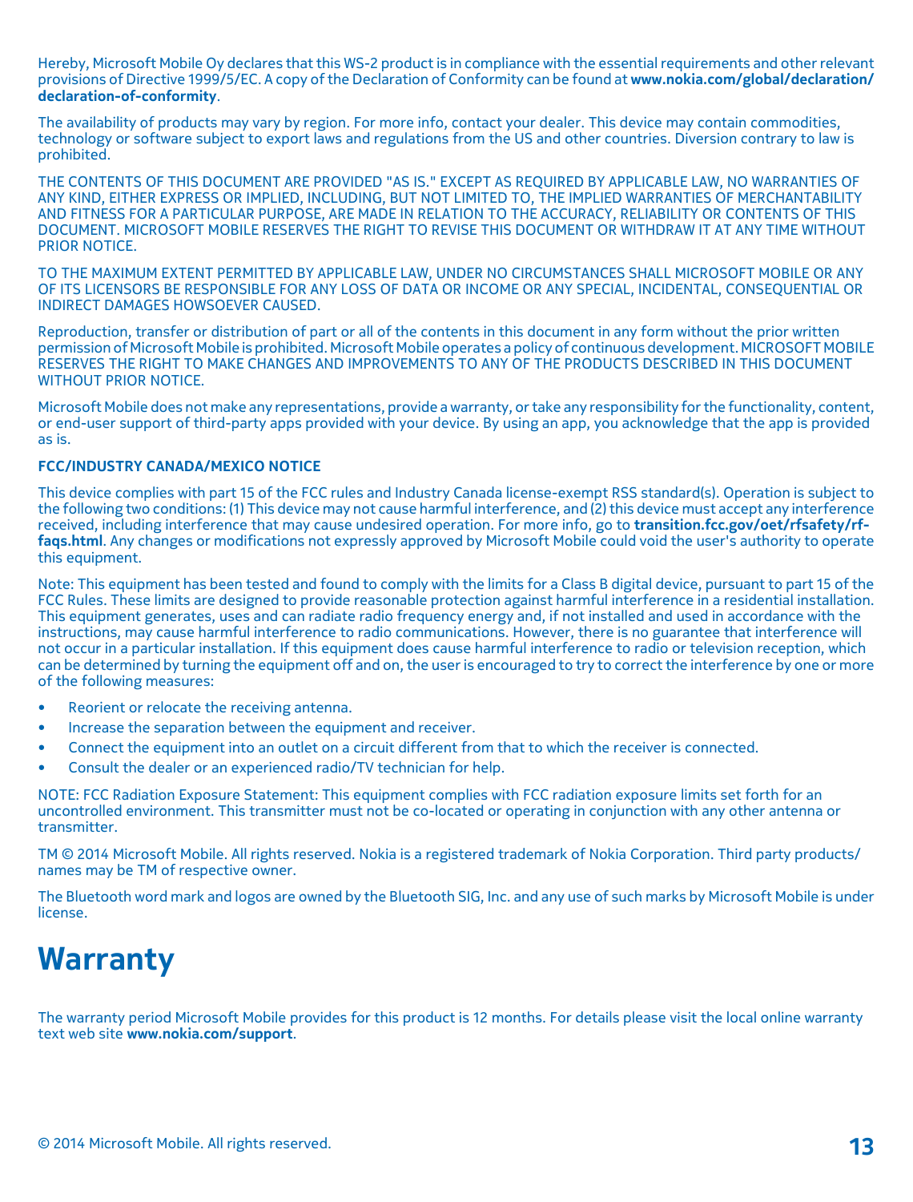Hereby, Microsoft Mobile Oy declares that this WS-2 product is in compliance with the essential requirements and other relevant provisions of Directive 1999/5/EC. A copy of the Declaration of Conformity can be found at **www.nokia.com/global/declaration/declaration-of-conformity**.

The availability of products may vary by region. For more info, contact your dealer. This device may contain commodities, technology or software subject to export laws and regulations from the US and other countries. Diversion contrary to law is prohibited.

THE CONTENTS OF THIS DOCUMENT ARE PROVIDED "AS IS." EXCEPT AS REQUIRED BY APPLICABLE LAW, NO WARRANTIES OF ANY KIND, EITHER EXPRESS OR IMPLIED, INCLUDING, BUT NOT LIMITED TO, THE IMPLIED WARRANTIES OF MERCHANTABILITY AND FITNESS FOR A PARTICULAR PURPOSE, ARE MADE IN RELATION TO THE ACCURACY, RELIABILITY OR CONTENTS OF THIS DOCUMENT. MICROSOFT MOBILE RESERVES THE RIGHT TO REVISE THIS DOCUMENT OR WITHDRAW IT AT ANY TIME WITHOUT PRIOR NOTICE.

TO THE MAXIMUM EXTENT PERMITTED BY APPLICABLE LAW, UNDER NO CIRCUMSTANCES SHALL MICROSOFT MOBILE OR ANY OF ITS LICENSORS BE RESPONSIBLE FOR ANY LOSS OF DATA OR INCOME OR ANY SPECIAL, INCIDENTAL, CONSEQUENTIAL OR INDIRECT DAMAGES HOWSOEVER CAUSED.

Reproduction, transfer or distribution of part or all of the contents in this document in any form without the prior written permission of Microsoft Mobile is prohibited. Microsoft Mobile operates a policy of continuous development. MICROSOFT MOBILE RESERVES THE RIGHT TO MAKE CHANGES AND IMPROVEMENTS TO ANY OF THE PRODUCTS DESCRIBED IN THIS DOCUMENT WITHOUT PRIOR NOTICE.

Microsoft Mobile does not make any representations, provide a warranty, or take any responsibility for the functionality, content, or end-user support of third-party apps provided with your device. By using an app, you acknowledge that the app is provided as is.

**FCC/INDUSTRY CANADA/MEXICO NOTICE**

This device complies with part 15 of the FCC rules and Industry Canada license-exempt RSS standard(s). Operation is subject to the following two conditions: (1) This device may not cause harmful interference, and (2) this device must accept any interference received, including interference that may cause undesired operation. For more info, go to **transition.fcc.gov/oet/rfsafety/rf-faqs.html**. Any changes or modifications not expressly approved by Microsoft Mobile could void the user's authority to operate this equipment.

Note: This equipment has been tested and found to comply with the limits for a Class B digital device, pursuant to part 15 of the FCC Rules. These limits are designed to provide reasonable protection against harmful interference in a residential installation. This equipment generates, uses and can radiate radio frequency energy and, if not installed and used in accordance with the instructions, may cause harmful interference to radio communications. However, there is no guarantee that interference will not occur in a particular installation. If this equipment does cause harmful interference to radio or television reception, which can be determined by turning the equipment off and on, the user is encouraged to try to correct the interference by one or more of the following measures:

- Reorient or relocate the receiving antenna.
- Increase the separation between the equipment and receiver.
- Connect the equipment into an outlet on a circuit different from that to which the receiver is connected.
- Consult the dealer or an experienced radio/TV technician for help.

NOTE: FCC Radiation Exposure Statement: This equipment complies with FCC radiation exposure limits set forth for an uncontrolled environment. This transmitter must not be co-located or operating in conjunction with any other antenna or transmitter.

TM © 2014 Microsoft Mobile. All rights reserved. Nokia is a registered trademark of Nokia Corporation. Third party products/names may be TM of respective owner.

The Bluetooth word mark and logos are owned by the Bluetooth SIG, Inc. and any use of such marks by Microsoft Mobile is under license.

# Warranty

The warranty period Microsoft Mobile provides for this product is 12 months. For details please visit the local online warranty text web site **www.nokia.com/support**.